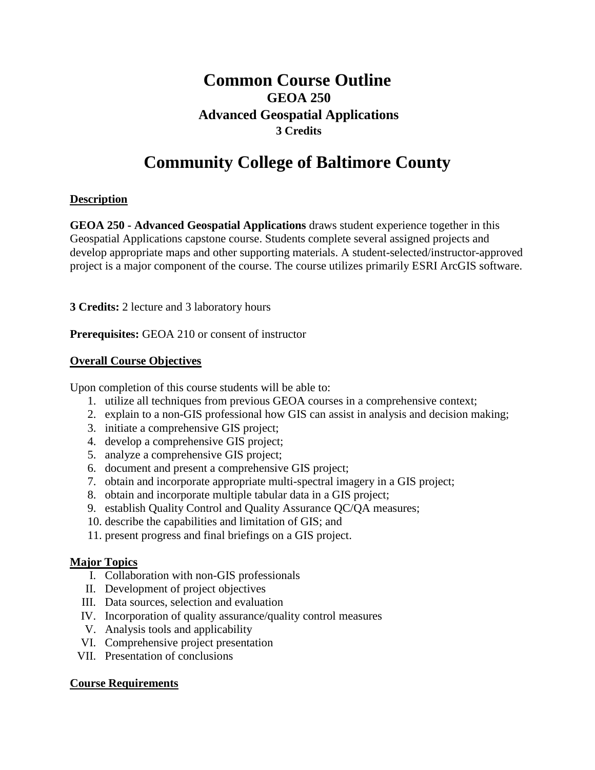# Common Course Outline
## GEOA 250
## Advanced Geospatial Applications
### 3 Credits

# Community College of Baltimore County

**Description**

**GEOA 250 - Advanced Geospatial Applications** draws student experience together in this Geospatial Applications capstone course. Students complete several assigned projects and develop appropriate maps and other supporting materials. A student-selected/instructor-approved project is a major component of the course. The course utilizes primarily ESRI ArcGIS software.

**3 Credits:** 2 lecture and 3 laboratory hours

**Prerequisites:** GEOA 210 or consent of instructor

**Overall Course Objectives**

Upon completion of this course students will be able to:

1. utilize all techniques from previous GEOA courses in a comprehensive context;
2. explain to a non-GIS professional how GIS can assist in analysis and decision making;
3. initiate a comprehensive GIS project;
4. develop a comprehensive GIS project;
5. analyze a comprehensive GIS project;
6. document and present a comprehensive GIS project;
7. obtain and incorporate appropriate multi-spectral imagery in a GIS project;
8. obtain and incorporate multiple tabular data in a GIS project;
9. establish Quality Control and Quality Assurance QC/QA measures;
10. describe the capabilities and limitation of GIS; and
11. present progress and final briefings on a GIS project.

**Major Topics**

I. Collaboration with non-GIS professionals
II. Development of project objectives
III. Data sources, selection and evaluation
IV. Incorporation of quality assurance/quality control measures
V. Analysis tools and applicability
VI. Comprehensive project presentation
VII. Presentation of conclusions

**Course Requirements**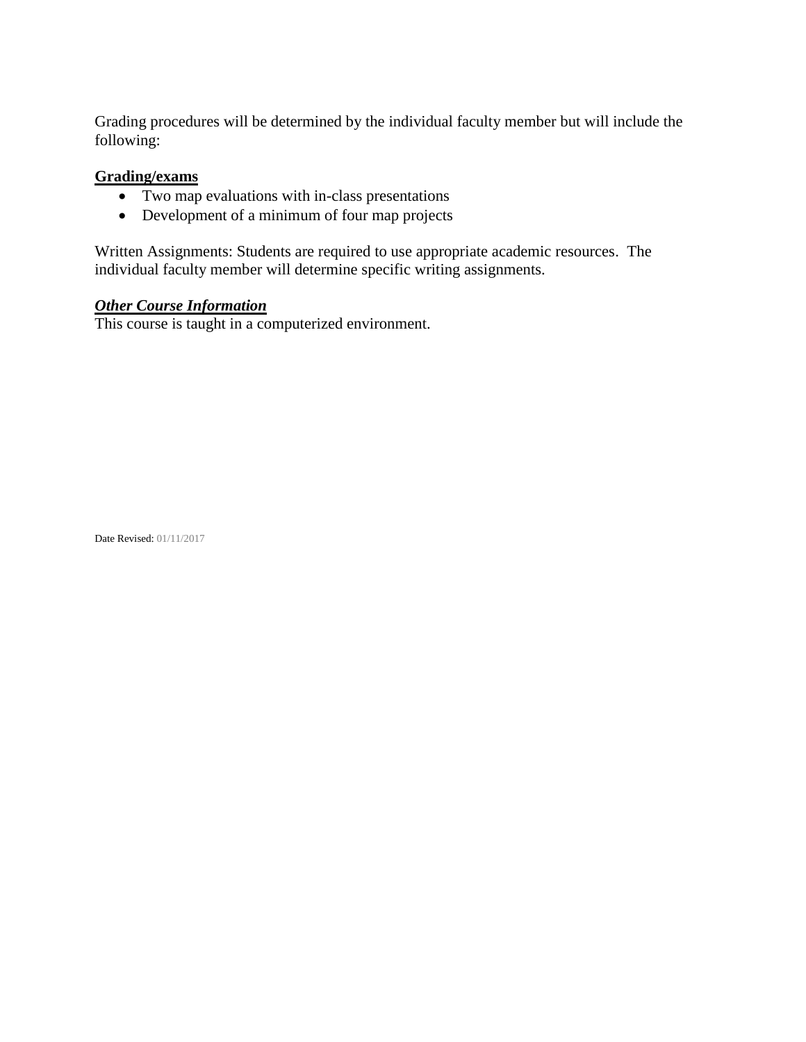Grading procedures will be determined by the individual faculty member but will include the following:

**Grading/exams**

- Two map evaluations with in-class presentations
- Development of a minimum of four map projects

Written Assignments: Students are required to use appropriate academic resources. The individual faculty member will determine specific writing assignments.

***Other Course Information***

This course is taught in a computerized environment.

Date Revised: 01/11/2017